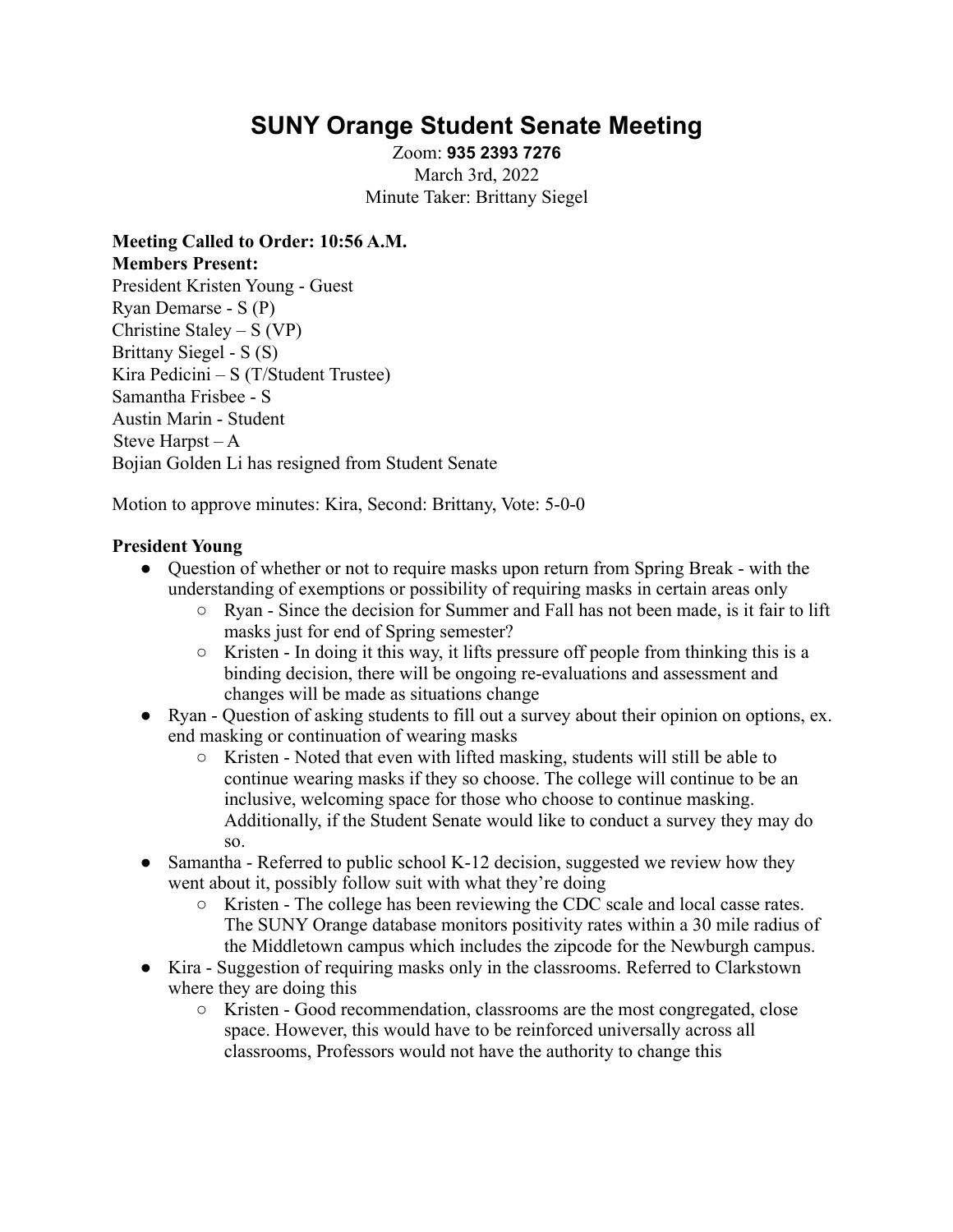# SUNY Orange Student Senate Meeting

Zoom: **935 2393 7276**
March 3rd, 2022
Minute Taker: Brittany Siegel

**Meeting Called to Order: 10:56 A.M.**
**Members Present:**
President Kristen Young - Guest
Ryan Demarse - S (P)
Christine Staley – S (VP)
Brittany Siegel - S (S)
Kira Pedicini – S (T/Student Trustee)
Samantha Frisbee - S
Austin Marin - Student
Steve Harpst – A
Bojian Golden Li has resigned from Student Senate

Motion to approve minutes: Kira, Second: Brittany, Vote: 5-0-0

**President Young**

- Question of whether or not to require masks upon return from Spring Break - with the understanding of exemptions or possibility of requiring masks in certain areas only
    - Ryan - Since the decision for Summer and Fall has not been made, is it fair to lift masks just for end of Spring semester?
    - Kristen - In doing it this way, it lifts pressure off people from thinking this is a binding decision, there will be ongoing re-evaluations and assessment and changes will be made as situations change
- Ryan - Question of asking students to fill out a survey about their opinion on options, ex. end masking or continuation of wearing masks
    - Kristen - Noted that even with lifted masking, students will still be able to continue wearing masks if they so choose. The college will continue to be an inclusive, welcoming space for those who choose to continue masking. Additionally, if the Student Senate would like to conduct a survey they may do so.
- Samantha - Referred to public school K-12 decision, suggested we review how they went about it, possibly follow suit with what they're doing
    - Kristen - The college has been reviewing the CDC scale and local casse rates. The SUNY Orange database monitors positivity rates within a 30 mile radius of the Middletown campus which includes the zipcode for the Newburgh campus.
- Kira - Suggestion of requiring masks only in the classrooms. Referred to Clarkstown where they are doing this
    - Kristen - Good recommendation, classrooms are the most congregated, close space. However, this would have to be reinforced universally across all classrooms, Professors would not have the authority to change this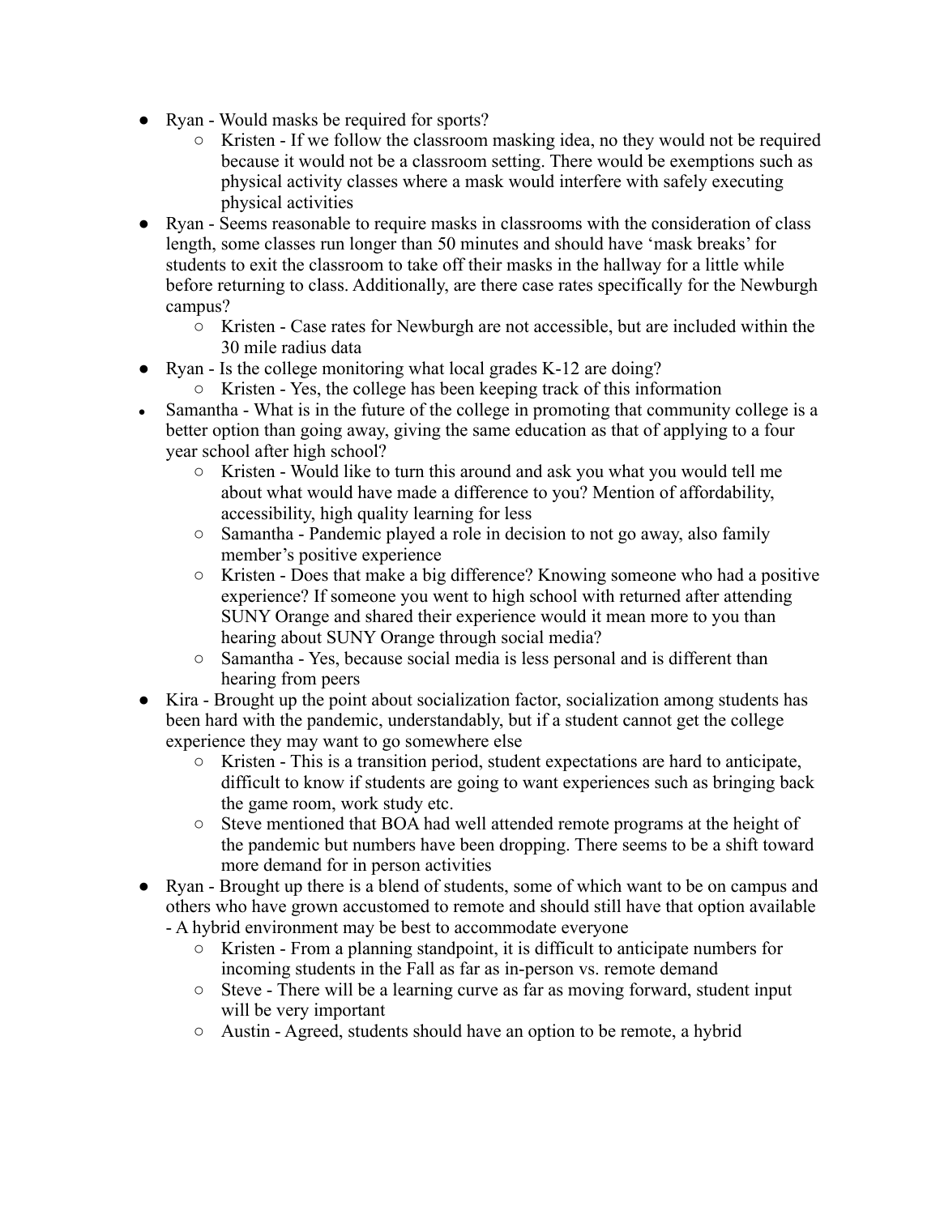- Ryan - Would masks be required for sports?
  - Kristen - If we follow the classroom masking idea, no they would not be required because it would not be a classroom setting. There would be exemptions such as physical activity classes where a mask would interfere with safely executing physical activities
- Ryan - Seems reasonable to require masks in classrooms with the consideration of class length, some classes run longer than 50 minutes and should have 'mask breaks' for students to exit the classroom to take off their masks in the hallway for a little while before returning to class. Additionally, are there case rates specifically for the Newburgh campus?
  - Kristen - Case rates for Newburgh are not accessible, but are included within the 30 mile radius data
- Ryan - Is the college monitoring what local grades K-12 are doing?
  - Kristen - Yes, the college has been keeping track of this information
- Samantha - What is in the future of the college in promoting that community college is a better option than going away, giving the same education as that of applying to a four year school after high school?
  - Kristen - Would like to turn this around and ask you what you would tell me about what would have made a difference to you? Mention of affordability, accessibility, high quality learning for less
  - Samantha - Pandemic played a role in decision to not go away, also family member's positive experience
  - Kristen - Does that make a big difference? Knowing someone who had a positive experience? If someone you went to high school with returned after attending SUNY Orange and shared their experience would it mean more to you than hearing about SUNY Orange through social media?
  - Samantha - Yes, because social media is less personal and is different than hearing from peers
- Kira - Brought up the point about socialization factor, socialization among students has been hard with the pandemic, understandably, but if a student cannot get the college experience they may want to go somewhere else
  - Kristen - This is a transition period, student expectations are hard to anticipate, difficult to know if students are going to want experiences such as bringing back the game room, work study etc.
  - Steve mentioned that BOA had well attended remote programs at the height of the pandemic but numbers have been dropping. There seems to be a shift toward more demand for in person activities
- Ryan - Brought up there is a blend of students, some of which want to be on campus and others who have grown accustomed to remote and should still have that option available - A hybrid environment may be best to accommodate everyone
  - Kristen - From a planning standpoint, it is difficult to anticipate numbers for incoming students in the Fall as far as in-person vs. remote demand
  - Steve - There will be a learning curve as far as moving forward, student input will be very important
  - Austin - Agreed, students should have an option to be remote, a hybrid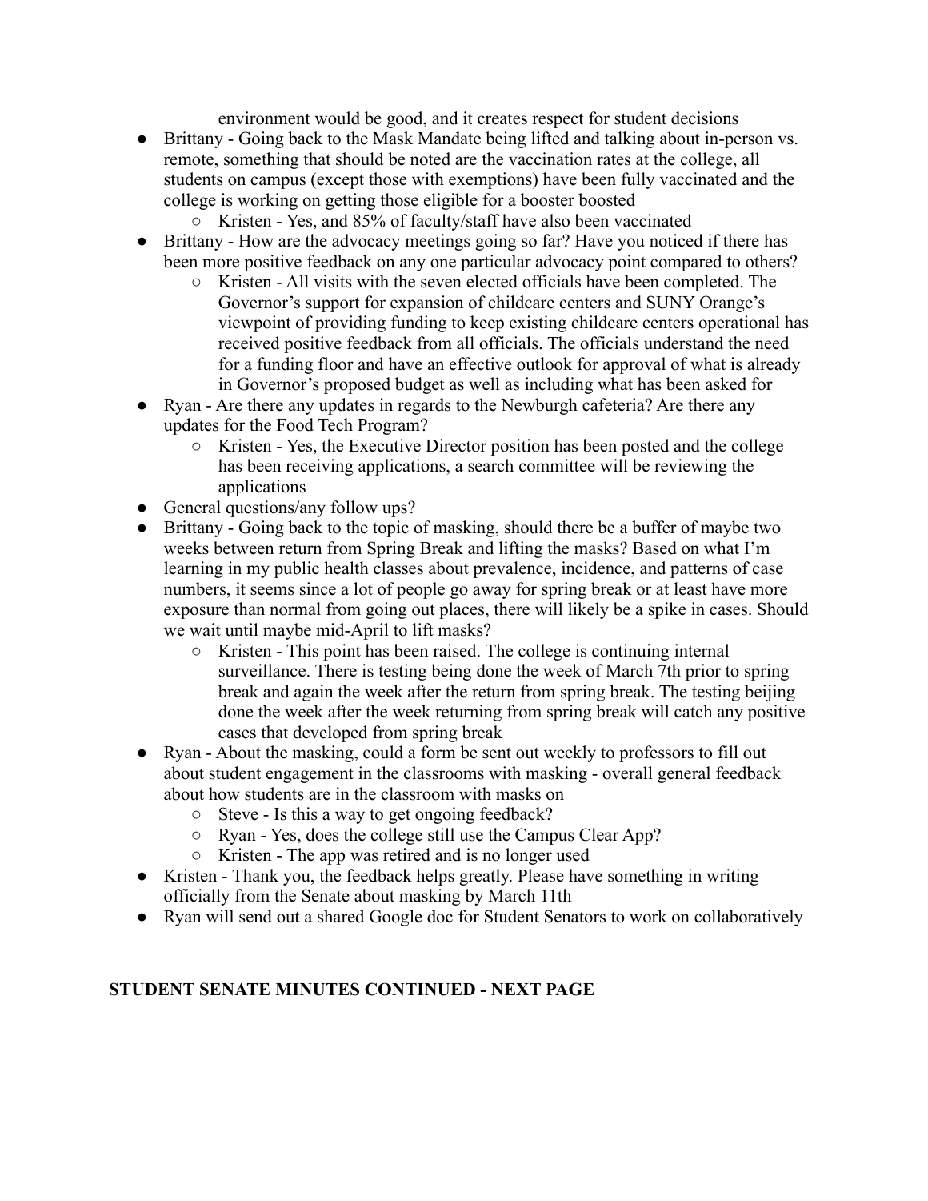environment would be good, and it creates respect for student decisions

- Brittany - Going back to the Mask Mandate being lifted and talking about in-person vs. remote, something that should be noted are the vaccination rates at the college, all students on campus (except those with exemptions) have been fully vaccinated and the college is working on getting those eligible for a booster boosted
    - Kristen - Yes, and 85% of faculty/staff have also been vaccinated
- Brittany - How are the advocacy meetings going so far? Have you noticed if there has been more positive feedback on any one particular advocacy point compared to others?
    - Kristen - All visits with the seven elected officials have been completed. The Governor's support for expansion of childcare centers and SUNY Orange's viewpoint of providing funding to keep existing childcare centers operational has received positive feedback from all officials. The officials understand the need for a funding floor and have an effective outlook for approval of what is already in Governor's proposed budget as well as including what has been asked for
- Ryan - Are there any updates in regards to the Newburgh cafeteria? Are there any updates for the Food Tech Program?
    - Kristen - Yes, the Executive Director position has been posted and the college has been receiving applications, a search committee will be reviewing the applications
- General questions/any follow ups?
- Brittany - Going back to the topic of masking, should there be a buffer of maybe two weeks between return from Spring Break and lifting the masks? Based on what I'm learning in my public health classes about prevalence, incidence, and patterns of case numbers, it seems since a lot of people go away for spring break or at least have more exposure than normal from going out places, there will likely be a spike in cases. Should we wait until maybe mid-April to lift masks?
    - Kristen - This point has been raised. The college is continuing internal surveillance. There is testing being done the week of March 7th prior to spring break and again the week after the return from spring break. The testing beijing done the week after the week returning from spring break will catch any positive cases that developed from spring break
- Ryan - About the masking, could a form be sent out weekly to professors to fill out about student engagement in the classrooms with masking - overall general feedback about how students are in the classroom with masks on
    - Steve - Is this a way to get ongoing feedback?
    - Ryan - Yes, does the college still use the Campus Clear App?
    - Kristen - The app was retired and is no longer used
- Kristen - Thank you, the feedback helps greatly. Please have something in writing officially from the Senate about masking by March 11th
- Ryan will send out a shared Google doc for Student Senators to work on collaboratively

**STUDENT SENATE MINUTES CONTINUED - NEXT PAGE**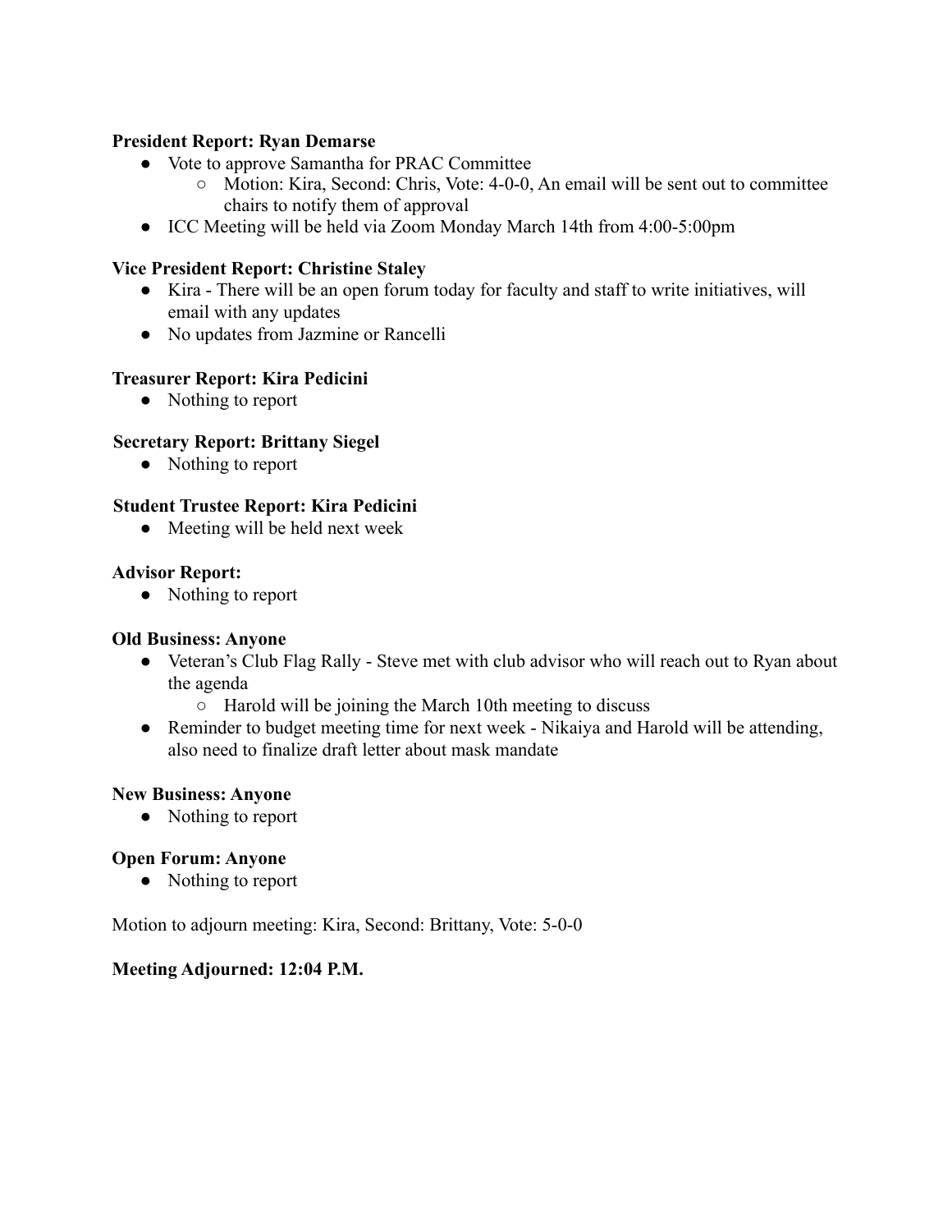**President Report: Ryan Demarse**

- Vote to approve Samantha for PRAC Committee
  - Motion: Kira, Second: Chris, Vote: 4-0-0, An email will be sent out to committee chairs to notify them of approval
- ICC Meeting will be held via Zoom Monday March 14th from 4:00-5:00pm

**Vice President Report: Christine Staley**

- Kira - There will be an open forum today for faculty and staff to write initiatives, will email with any updates
- No updates from Jazmine or Rancelli

**Treasurer Report: Kira Pedicini**

- Nothing to report

**Secretary Report: Brittany Siegel**

- Nothing to report

**Student Trustee Report: Kira Pedicini**

- Meeting will be held next week

**Advisor Report:**

- Nothing to report

**Old Business: Anyone**

- Veteran's Club Flag Rally - Steve met with club advisor who will reach out to Ryan about the agenda
  - Harold will be joining the March 10th meeting to discuss
- Reminder to budget meeting time for next week - Nikaiya and Harold will be attending, also need to finalize draft letter about mask mandate

**New Business: Anyone**

- Nothing to report

**Open Forum: Anyone**

- Nothing to report

Motion to adjourn meeting: Kira, Second: Brittany, Vote: 5-0-0

**Meeting Adjourned: 12:04 P.M.**